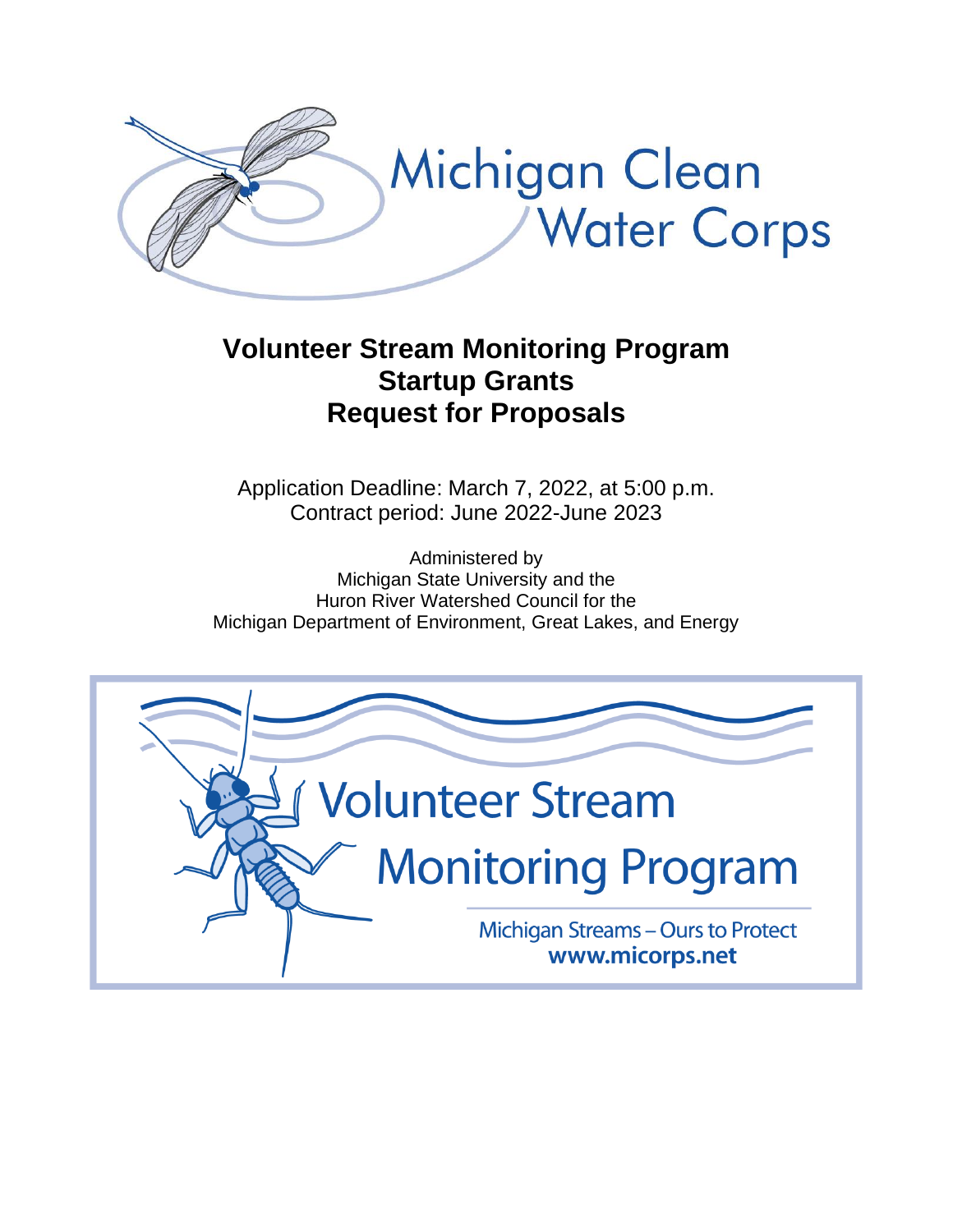Michigan Clean Water Corps

# Volunteer Stream Monitoring Program Startup Grants Request for Proposals

Application Deadline: March 7, 2022, at 5:00 p.m.
Contract period: June 2022-June 2023

Administered by
Michigan State University and the
Huron River Watershed Council for the
Michigan Department of Environment, Great Lakes, and Energy

Volunteer Stream Monitoring Program

Michigan Streams – Ours to Protect
**www.micorps.net**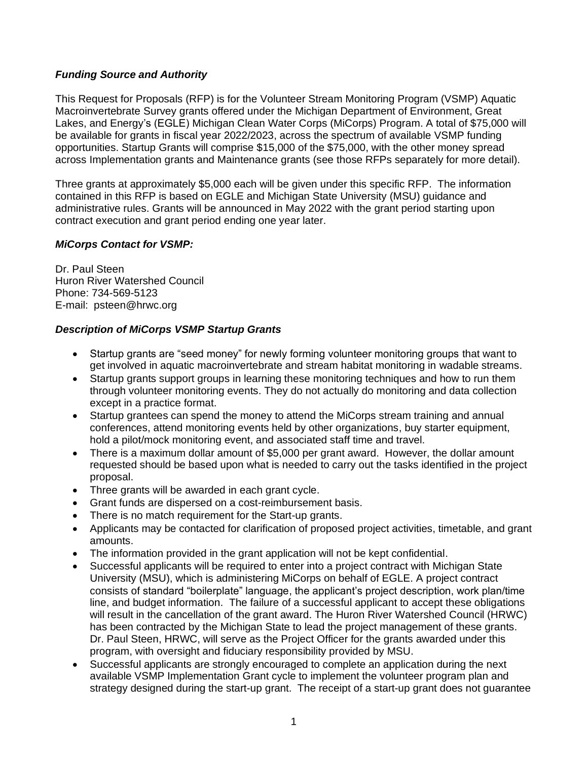### *Funding Source and Authority*

This Request for Proposals (RFP) is for the Volunteer Stream Monitoring Program (VSMP) Aquatic Macroinvertebrate Survey grants offered under the Michigan Department of Environment, Great Lakes, and Energy's (EGLE) Michigan Clean Water Corps (MiCorps) Program. A total of $75,000 will be available for grants in fiscal year 2022/2023, across the spectrum of available VSMP funding opportunities. Startup Grants will comprise $15,000 of the $75,000, with the other money spread across Implementation grants and Maintenance grants (see those RFPs separately for more detail).

Three grants at approximately $5,000 each will be given under this specific RFP. The information contained in this RFP is based on EGLE and Michigan State University (MSU) guidance and administrative rules. Grants will be announced in May 2022 with the grant period starting upon contract execution and grant period ending one year later.

### *MiCorps Contact for VSMP:*

Dr. Paul Steen
Huron River Watershed Council
Phone: 734-569-5123
E-mail: psteen@hrwc.org

### *Description of MiCorps VSMP Startup Grants*

- Startup grants are "seed money" for newly forming volunteer monitoring groups that want to get involved in aquatic macroinvertebrate and stream habitat monitoring in wadable streams.
- Startup grants support groups in learning these monitoring techniques and how to run them through volunteer monitoring events. They do not actually do monitoring and data collection except in a practice format.
- Startup grantees can spend the money to attend the MiCorps stream training and annual conferences, attend monitoring events held by other organizations, buy starter equipment, hold a pilot/mock monitoring event, and associated staff time and travel.
- There is a maximum dollar amount of $5,000 per grant award. However, the dollar amount requested should be based upon what is needed to carry out the tasks identified in the project proposal.
- Three grants will be awarded in each grant cycle.
- Grant funds are dispersed on a cost-reimbursement basis.
- There is no match requirement for the Start-up grants.
- Applicants may be contacted for clarification of proposed project activities, timetable, and grant amounts.
- The information provided in the grant application will not be kept confidential.
- Successful applicants will be required to enter into a project contract with Michigan State University (MSU), which is administering MiCorps on behalf of EGLE. A project contract consists of standard "boilerplate" language, the applicant's project description, work plan/time line, and budget information. The failure of a successful applicant to accept these obligations will result in the cancellation of the grant award. The Huron River Watershed Council (HRWC) has been contracted by the Michigan State to lead the project management of these grants. Dr. Paul Steen, HRWC, will serve as the Project Officer for the grants awarded under this program, with oversight and fiduciary responsibility provided by MSU.
- Successful applicants are strongly encouraged to complete an application during the next available VSMP Implementation Grant cycle to implement the volunteer program plan and strategy designed during the start-up grant. The receipt of a start-up grant does not guarantee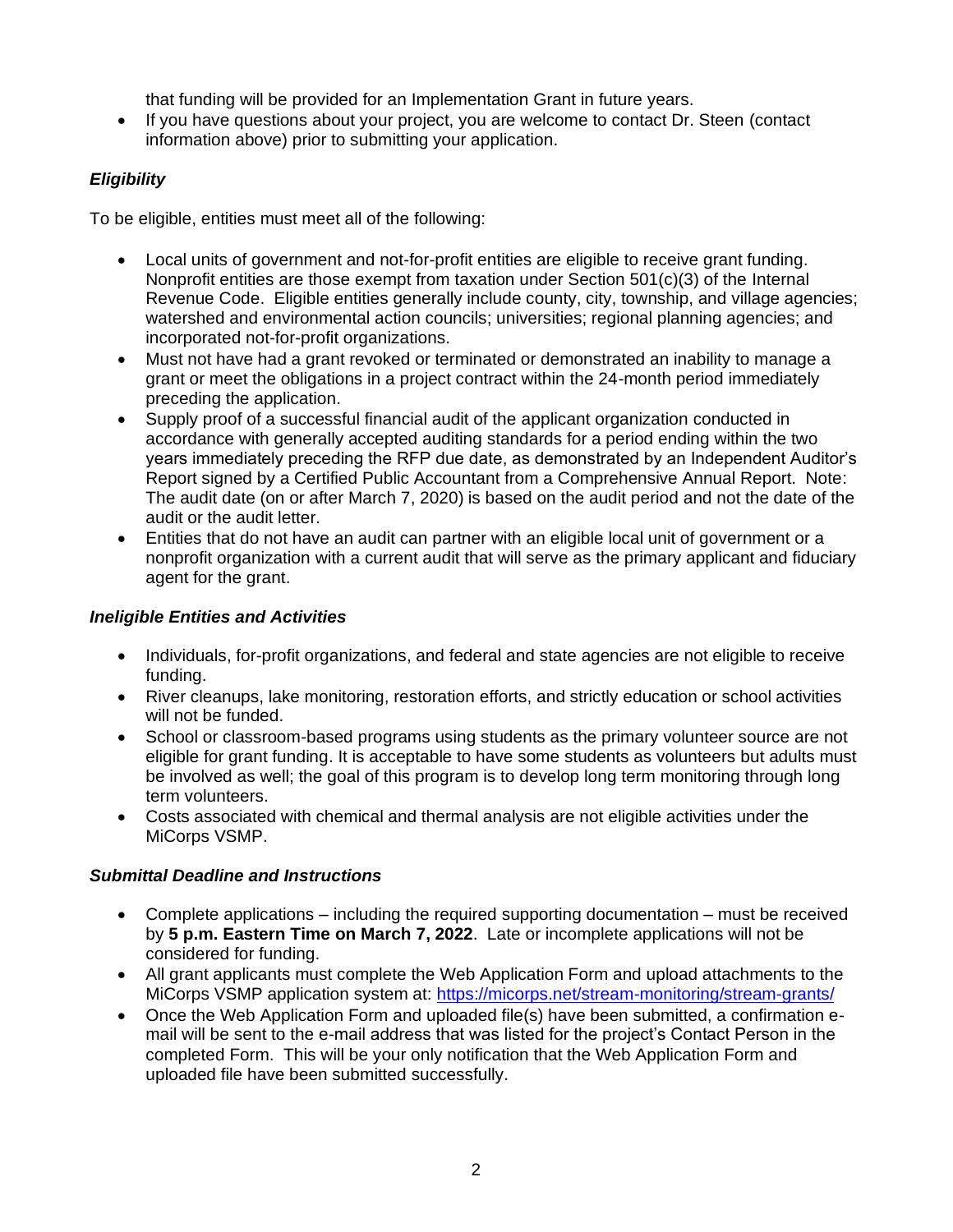that funding will be provided for an Implementation Grant in future years.

- If you have questions about your project, you are welcome to contact Dr. Steen (contact information above) prior to submitting your application.

### *Eligibility*

To be eligible, entities must meet all of the following:

- Local units of government and not-for-profit entities are eligible to receive grant funding. Nonprofit entities are those exempt from taxation under Section 501(c)(3) of the Internal Revenue Code. Eligible entities generally include county, city, township, and village agencies; watershed and environmental action councils; universities; regional planning agencies; and incorporated not-for-profit organizations.
- Must not have had a grant revoked or terminated or demonstrated an inability to manage a grant or meet the obligations in a project contract within the 24-month period immediately preceding the application.
- Supply proof of a successful financial audit of the applicant organization conducted in accordance with generally accepted auditing standards for a period ending within the two years immediately preceding the RFP due date, as demonstrated by an Independent Auditor's Report signed by a Certified Public Accountant from a Comprehensive Annual Report. Note: The audit date (on or after March 7, 2020) is based on the audit period and not the date of the audit or the audit letter.
- Entities that do not have an audit can partner with an eligible local unit of government or a nonprofit organization with a current audit that will serve as the primary applicant and fiduciary agent for the grant.

### *Ineligible Entities and Activities*

- Individuals, for-profit organizations, and federal and state agencies are not eligible to receive funding.
- River cleanups, lake monitoring, restoration efforts, and strictly education or school activities will not be funded.
- School or classroom-based programs using students as the primary volunteer source are not eligible for grant funding. It is acceptable to have some students as volunteers but adults must be involved as well; the goal of this program is to develop long term monitoring through long term volunteers.
- Costs associated with chemical and thermal analysis are not eligible activities under the MiCorps VSMP.

### *Submittal Deadline and Instructions*

- Complete applications – including the required supporting documentation – must be received by **5 p.m. Eastern Time on March 7, 2022**. Late or incomplete applications will not be considered for funding.
- All grant applicants must complete the Web Application Form and upload attachments to the MiCorps VSMP application system at: https://micorps.net/stream-monitoring/stream-grants/
- Once the Web Application Form and uploaded file(s) have been submitted, a confirmation e-mail will be sent to the e-mail address that was listed for the project's Contact Person in the completed Form. This will be your only notification that the Web Application Form and uploaded file have been submitted successfully.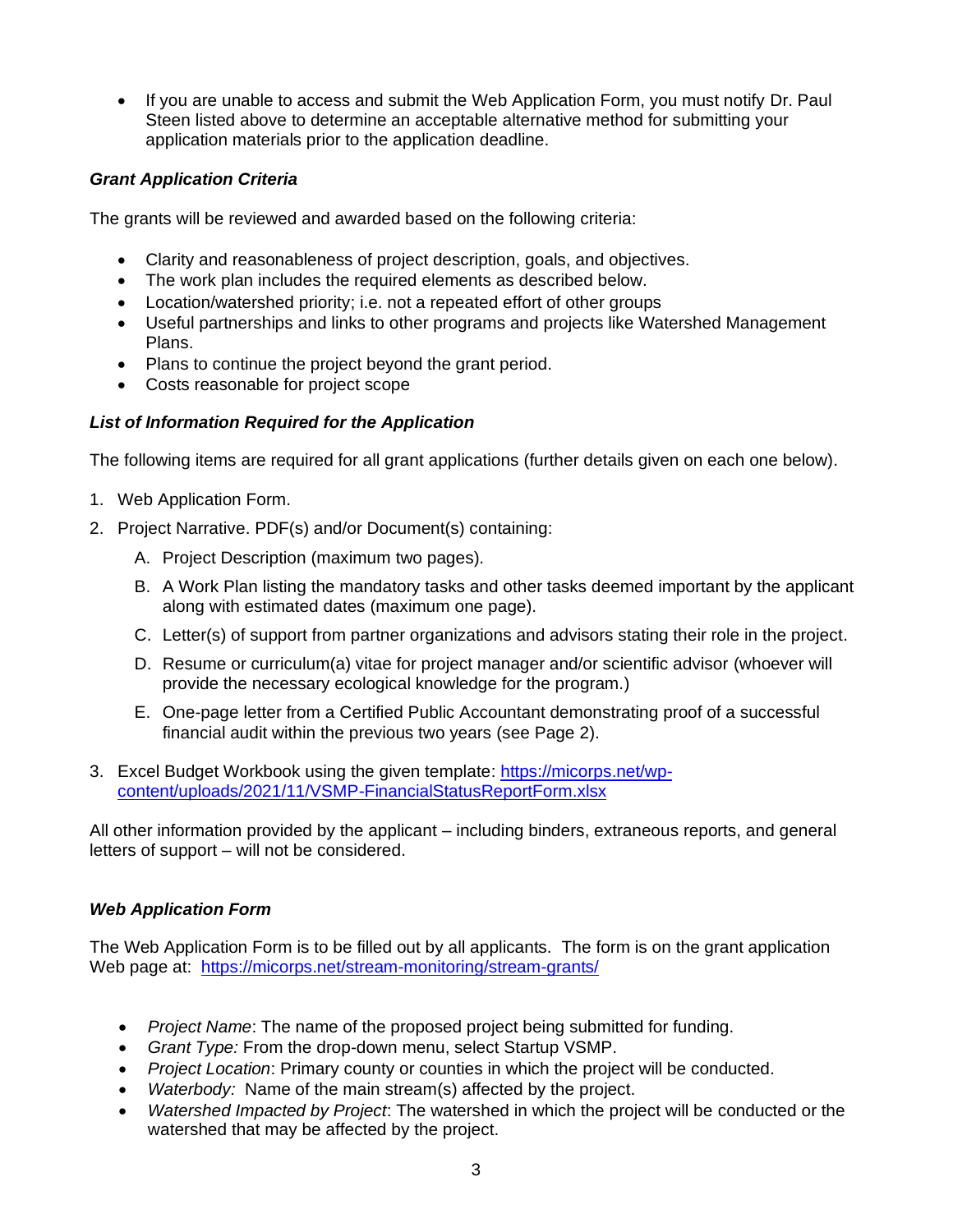- If you are unable to access and submit the Web Application Form, you must notify Dr. Paul Steen listed above to determine an acceptable alternative method for submitting your application materials prior to the application deadline.

### *Grant Application Criteria*

The grants will be reviewed and awarded based on the following criteria:

- Clarity and reasonableness of project description, goals, and objectives.
- The work plan includes the required elements as described below.
- Location/watershed priority; i.e. not a repeated effort of other groups
- Useful partnerships and links to other programs and projects like Watershed Management Plans.
- Plans to continue the project beyond the grant period.
- Costs reasonable for project scope

### *List of Information Required for the Application*

The following items are required for all grant applications (further details given on each one below).

1. Web Application Form.
2. Project Narrative. PDF(s) and/or Document(s) containing:
   A. Project Description (maximum two pages).
   B. A Work Plan listing the mandatory tasks and other tasks deemed important by the applicant along with estimated dates (maximum one page).
   C. Letter(s) of support from partner organizations and advisors stating their role in the project.
   D. Resume or curriculum(a) vitae for project manager and/or scientific advisor (whoever will provide the necessary ecological knowledge for the program.)
   E. One-page letter from a Certified Public Accountant demonstrating proof of a successful financial audit within the previous two years (see Page 2).
3. Excel Budget Workbook using the given template: https://micorps.net/wp-content/uploads/2021/11/VSMP-FinancialStatusReportForm.xlsx

All other information provided by the applicant – including binders, extraneous reports, and general letters of support – will not be considered.

### *Web Application Form*

The Web Application Form is to be filled out by all applicants. The form is on the grant application Web page at: https://micorps.net/stream-monitoring/stream-grants/

- *Project Name*: The name of the proposed project being submitted for funding.
- *Grant Type:* From the drop-down menu, select Startup VSMP.
- *Project Location*: Primary county or counties in which the project will be conducted.
- *Waterbody:* Name of the main stream(s) affected by the project.
- *Watershed Impacted by Project*: The watershed in which the project will be conducted or the watershed that may be affected by the project.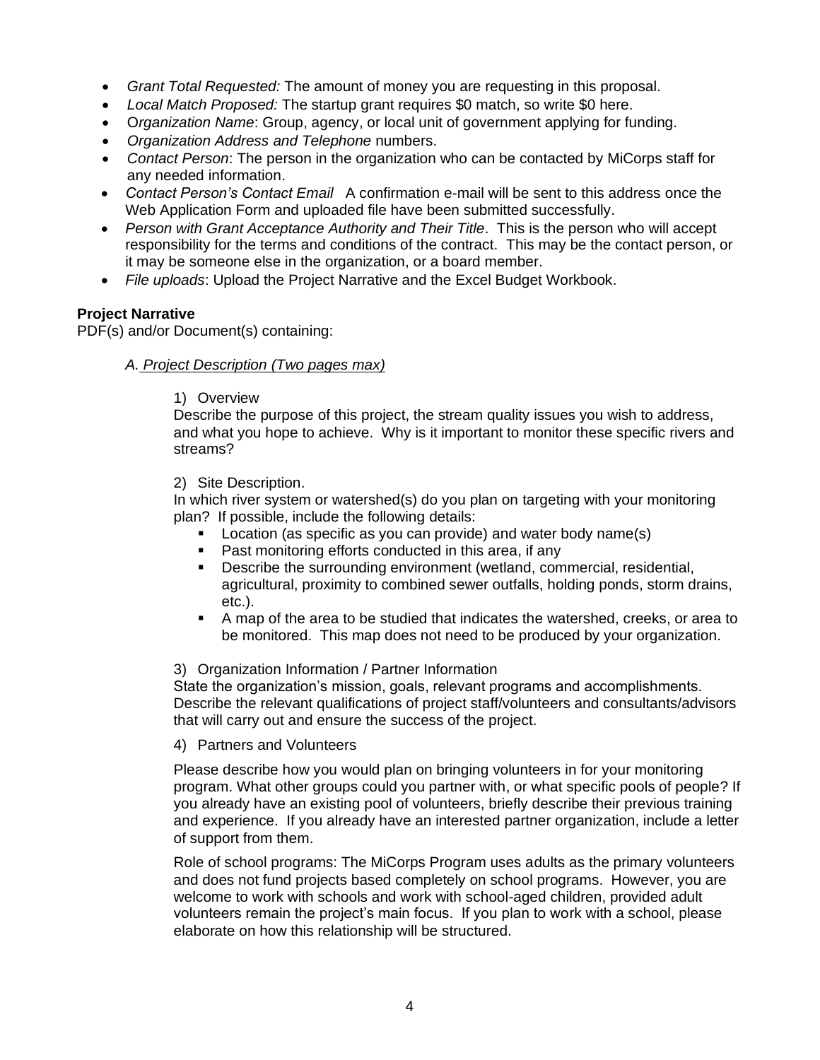- *Grant Total Requested:* The amount of money you are requesting in this proposal.
- *Local Match Proposed:* The startup grant requires $0 match, so write $0 here.
- *Organization Name*: Group, agency, or local unit of government applying for funding.
- *Organization Address and Telephone* numbers.
- *Contact Person*: The person in the organization who can be contacted by MiCorps staff for any needed information.
- *Contact Person's Contact Email* A confirmation e-mail will be sent to this address once the Web Application Form and uploaded file have been submitted successfully.
- *Person with Grant Acceptance Authority and Their Title*. This is the person who will accept responsibility for the terms and conditions of the contract. This may be the contact person, or it may be someone else in the organization, or a board member.
- *File uploads*: Upload the Project Narrative and the Excel Budget Workbook.

**Project Narrative**

PDF(s) and/or Document(s) containing:

*A. Project Description (Two pages max)*

1) Overview

Describe the purpose of this project, the stream quality issues you wish to address, and what you hope to achieve. Why is it important to monitor these specific rivers and streams?

2) Site Description.

In which river system or watershed(s) do you plan on targeting with your monitoring plan? If possible, include the following details:

- Location (as specific as you can provide) and water body name(s)
- Past monitoring efforts conducted in this area, if any
- Describe the surrounding environment (wetland, commercial, residential, agricultural, proximity to combined sewer outfalls, holding ponds, storm drains, etc.).
- A map of the area to be studied that indicates the watershed, creeks, or area to be monitored. This map does not need to be produced by your organization.

3) Organization Information / Partner Information

State the organization's mission, goals, relevant programs and accomplishments. Describe the relevant qualifications of project staff/volunteers and consultants/advisors that will carry out and ensure the success of the project.

4) Partners and Volunteers

Please describe how you would plan on bringing volunteers in for your monitoring program. What other groups could you partner with, or what specific pools of people? If you already have an existing pool of volunteers, briefly describe their previous training and experience. If you already have an interested partner organization, include a letter of support from them.

Role of school programs: The MiCorps Program uses adults as the primary volunteers and does not fund projects based completely on school programs. However, you are welcome to work with schools and work with school-aged children, provided adult volunteers remain the project's main focus. If you plan to work with a school, please elaborate on how this relationship will be structured.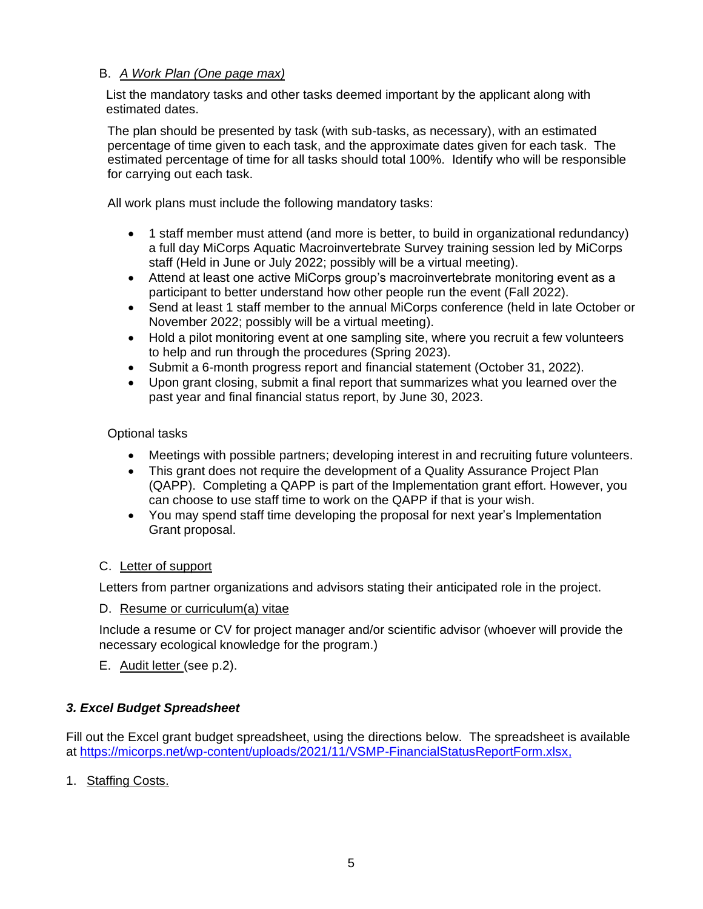B. *A Work Plan (One page max)*

List the mandatory tasks and other tasks deemed important by the applicant along with estimated dates.

The plan should be presented by task (with sub-tasks, as necessary), with an estimated percentage of time given to each task, and the approximate dates given for each task. The estimated percentage of time for all tasks should total 100%. Identify who will be responsible for carrying out each task.

All work plans must include the following mandatory tasks:

- 1 staff member must attend (and more is better, to build in organizational redundancy) a full day MiCorps Aquatic Macroinvertebrate Survey training session led by MiCorps staff (Held in June or July 2022; possibly will be a virtual meeting).
- Attend at least one active MiCorps group's macroinvertebrate monitoring event as a participant to better understand how other people run the event (Fall 2022).
- Send at least 1 staff member to the annual MiCorps conference (held in late October or November 2022; possibly will be a virtual meeting).
- Hold a pilot monitoring event at one sampling site, where you recruit a few volunteers to help and run through the procedures (Spring 2023).
- Submit a 6-month progress report and financial statement (October 31, 2022).
- Upon grant closing, submit a final report that summarizes what you learned over the past year and final financial status report, by June 30, 2023.

Optional tasks

- Meetings with possible partners; developing interest in and recruiting future volunteers.
- This grant does not require the development of a Quality Assurance Project Plan (QAPP). Completing a QAPP is part of the Implementation grant effort. However, you can choose to use staff time to work on the QAPP if that is your wish.
- You may spend staff time developing the proposal for next year's Implementation Grant proposal.

C. Letter of support

Letters from partner organizations and advisors stating their anticipated role in the project.

D. Resume or curriculum(a) vitae

Include a resume or CV for project manager and/or scientific advisor (whoever will provide the necessary ecological knowledge for the program.)

E. Audit letter (see p.2).

### *3. Excel Budget Spreadsheet*

Fill out the Excel grant budget spreadsheet, using the directions below. The spreadsheet is available at https://micorps.net/wp-content/uploads/2021/11/VSMP-FinancialStatusReportForm.xlsx,

1. Staffing Costs.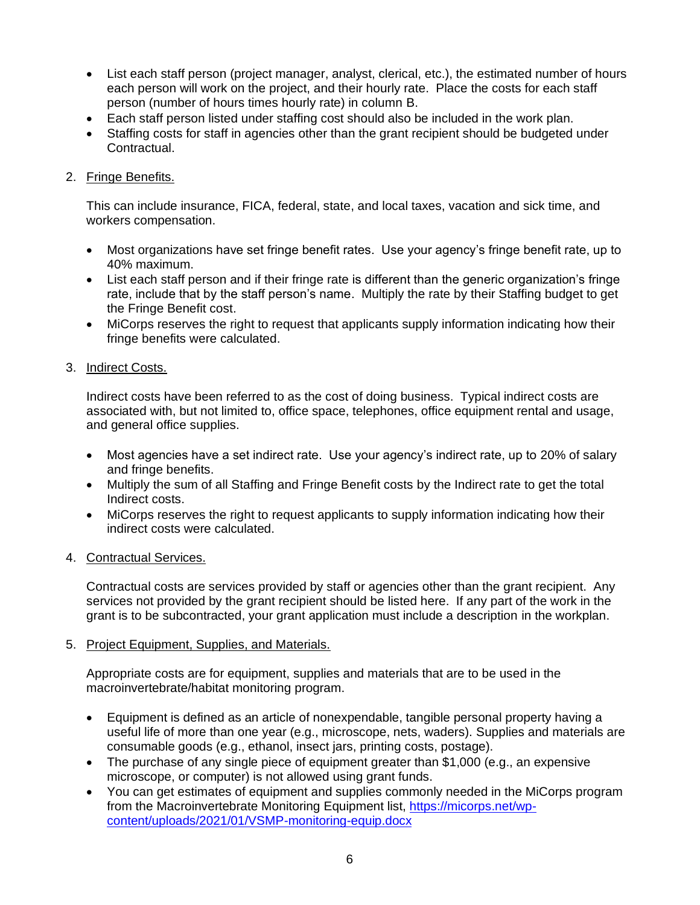- List each staff person (project manager, analyst, clerical, etc.), the estimated number of hours each person will work on the project, and their hourly rate. Place the costs for each staff person (number of hours times hourly rate) in column B.
- Each staff person listed under staffing cost should also be included in the work plan.
- Staffing costs for staff in agencies other than the grant recipient should be budgeted under Contractual.

2. Fringe Benefits.

   This can include insurance, FICA, federal, state, and local taxes, vacation and sick time, and workers compensation.

   - Most organizations have set fringe benefit rates. Use your agency's fringe benefit rate, up to 40% maximum.
   - List each staff person and if their fringe rate is different than the generic organization's fringe rate, include that by the staff person's name. Multiply the rate by their Staffing budget to get the Fringe Benefit cost.
   - MiCorps reserves the right to request that applicants supply information indicating how their fringe benefits were calculated.

3. Indirect Costs.

   Indirect costs have been referred to as the cost of doing business. Typical indirect costs are associated with, but not limited to, office space, telephones, office equipment rental and usage, and general office supplies.

   - Most agencies have a set indirect rate. Use your agency's indirect rate, up to 20% of salary and fringe benefits.
   - Multiply the sum of all Staffing and Fringe Benefit costs by the Indirect rate to get the total Indirect costs.
   - MiCorps reserves the right to request applicants to supply information indicating how their indirect costs were calculated.

4. Contractual Services.

   Contractual costs are services provided by staff or agencies other than the grant recipient. Any services not provided by the grant recipient should be listed here. If any part of the work in the grant is to be subcontracted, your grant application must include a description in the workplan.

5. Project Equipment, Supplies, and Materials.

   Appropriate costs are for equipment, supplies and materials that are to be used in the macroinvertebrate/habitat monitoring program.

   - Equipment is defined as an article of nonexpendable, tangible personal property having a useful life of more than one year (e.g., microscope, nets, waders). Supplies and materials are consumable goods (e.g., ethanol, insect jars, printing costs, postage).
   - The purchase of any single piece of equipment greater than $1,000 (e.g., an expensive microscope, or computer) is not allowed using grant funds.
   - You can get estimates of equipment and supplies commonly needed in the MiCorps program from the Macroinvertebrate Monitoring Equipment list, [https://micorps.net/wp-content/uploads/2021/01/VSMP-monitoring-equip.docx](https://micorps.net/wp-content/uploads/2021/01/VSMP-monitoring-equip.docx)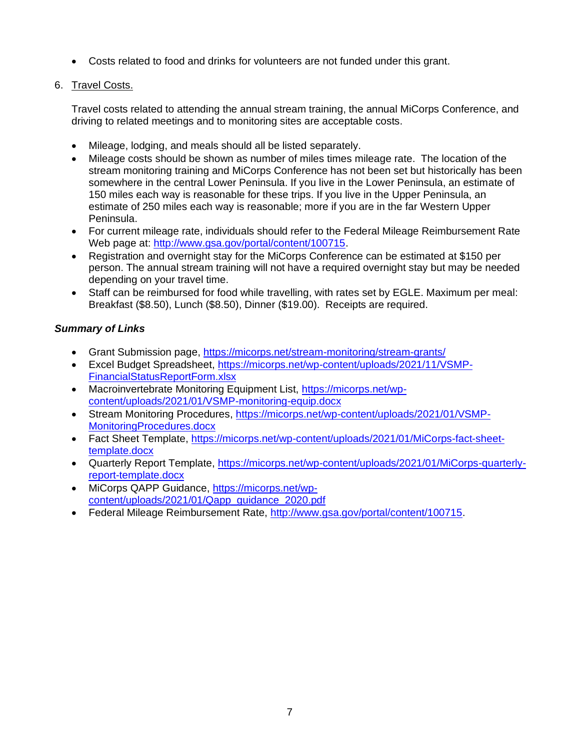- Costs related to food and drinks for volunteers are not funded under this grant.

6. Travel Costs.

   Travel costs related to attending the annual stream training, the annual MiCorps Conference, and driving to related meetings and to monitoring sites are acceptable costs.

- Mileage, lodging, and meals should all be listed separately.
- Mileage costs should be shown as number of miles times mileage rate. The location of the stream monitoring training and MiCorps Conference has not been set but historically has been somewhere in the central Lower Peninsula. If you live in the Lower Peninsula, an estimate of 150 miles each way is reasonable for these trips. If you live in the Upper Peninsula, an estimate of 250 miles each way is reasonable; more if you are in the far Western Upper Peninsula.
- For current mileage rate, individuals should refer to the Federal Mileage Reimbursement Rate Web page at: http://www.gsa.gov/portal/content/100715.
- Registration and overnight stay for the MiCorps Conference can be estimated at $150 per person. The annual stream training will not have a required overnight stay but may be needed depending on your travel time.
- Staff can be reimbursed for food while travelling, with rates set by EGLE. Maximum per meal: Breakfast ($8.50), Lunch ($8.50), Dinner ($19.00). Receipts are required.

***Summary of Links***

- Grant Submission page, https://micorps.net/stream-monitoring/stream-grants/
- Excel Budget Spreadsheet, https://micorps.net/wp-content/uploads/2021/11/VSMP-FinancialStatusReportForm.xlsx
- Macroinvertebrate Monitoring Equipment List, https://micorps.net/wp-content/uploads/2021/01/VSMP-monitoring-equip.docx
- Stream Monitoring Procedures, https://micorps.net/wp-content/uploads/2021/01/VSMP-MonitoringProcedures.docx
- Fact Sheet Template, https://micorps.net/wp-content/uploads/2021/01/MiCorps-fact-sheet-template.docx
- Quarterly Report Template, https://micorps.net/wp-content/uploads/2021/01/MiCorps-quarterly-report-template.docx
- MiCorps QAPP Guidance, https://micorps.net/wp-content/uploads/2021/01/Qapp_guidance_2020.pdf
- Federal Mileage Reimbursement Rate, http://www.gsa.gov/portal/content/100715.